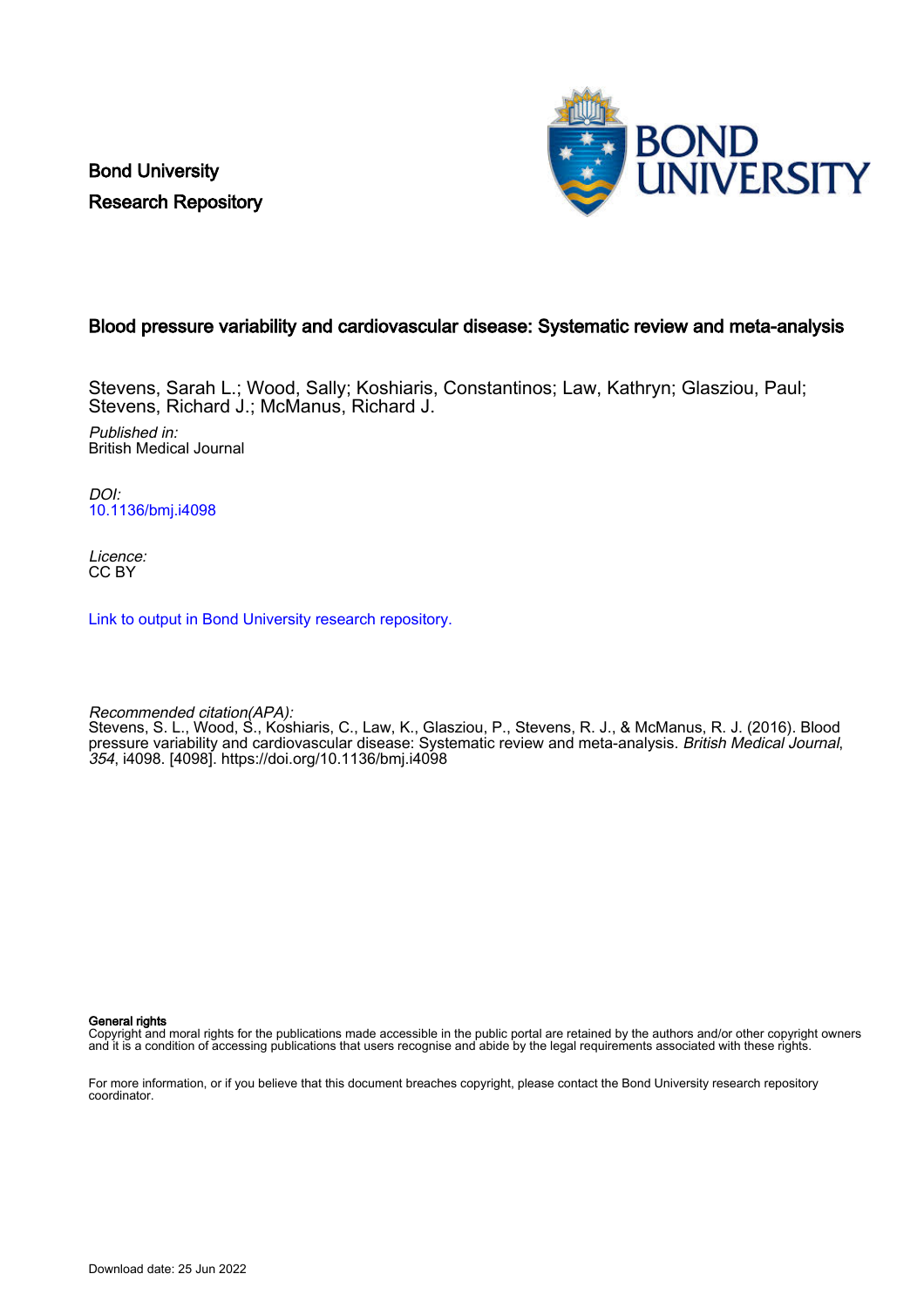Bond University
Research Repository

## Blood pressure variability and cardiovascular disease: Systematic review and meta-analysis

Stevens, Sarah L.; Wood, Sally; Koshiaris, Constantinos; Law, Kathryn; Glasziou, Paul; Stevens, Richard J.; McManus, Richard J.

*Published in:*
British Medical Journal

*DOI:*
10.1136/bmj.i4098

*Licence:*
CC BY

Link to output in Bond University research repository.

*Recommended citation(APA):*
Stevens, S. L., Wood, S., Koshiaris, C., Law, K., Glasziou, P., Stevens, R. J., & McManus, R. J. (2016). Blood pressure variability and cardiovascular disease: Systematic review and meta-analysis. *British Medical Journal*, *354*, i4098. [4098]. https://doi.org/10.1136/bmj.i4098

**General rights**
Copyright and moral rights for the publications made accessible in the public portal are retained by the authors and/or other copyright owners and it is a condition of accessing publications that users recognise and abide by the legal requirements associated with these rights.

For more information, or if you believe that this document breaches copyright, please contact the Bond University research repository coordinator.

Download date: 25 Jun 2022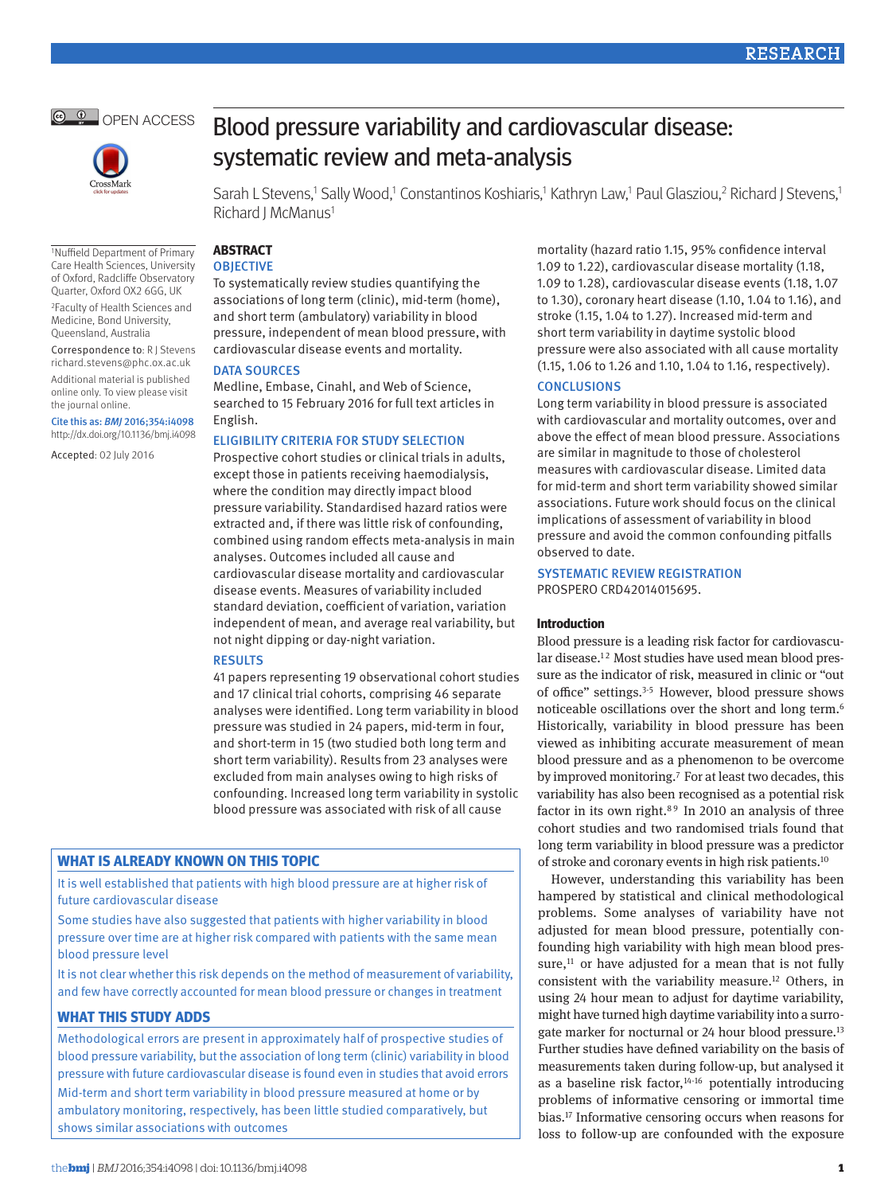# Blood pressure variability and cardiovascular disease: systematic review and meta-analysis

Sarah L Stevens,[1] Sally Wood,[1] Constantinos Koshiaris,[1] Kathryn Law,[1] Paul Glasziou,[2] Richard J Stevens,[1] Richard J McManus[1]

[1]Nuffield Department of Primary Care Health Sciences, University of Oxford, Radcliffe Observatory Quarter, Oxford OX2 6GG, UK

[2]Faculty of Health Sciences and Medicine, Bond University, Queensland, Australia

Correspondence to: R J Stevens richard.stevens@phc.ox.ac.uk

Additional material is published online only. To view please visit the journal online.

Cite this as: *BMJ* 2016;354:i4098 http://dx.doi.org/10.1136/bmj.i4098

Accepted: 02 July 2016

## ABSTRACT

### OBJECTIVE

To systematically review studies quantifying the associations of long term (clinic), mid-term (home), and short term (ambulatory) variability in blood pressure, independent of mean blood pressure, with cardiovascular disease events and mortality.

### DATA SOURCES

Medline, Embase, Cinahl, and Web of Science, searched to 15 February 2016 for full text articles in English.

### ELIGIBILITY CRITERIA FOR STUDY SELECTION

Prospective cohort studies or clinical trials in adults, except those in patients receiving haemodialysis, where the condition may directly impact blood pressure variability. Standardised hazard ratios were extracted and, if there was little risk of confounding, combined using random effects meta-analysis in main analyses. Outcomes included all cause and cardiovascular disease mortality and cardiovascular disease events. Measures of variability included standard deviation, coefficient of variation, variation independent of mean, and average real variability, but not night dipping or day-night variation.

### RESULTS

41 papers representing 19 observational cohort studies and 17 clinical trial cohorts, comprising 46 separate analyses were identified. Long term variability in blood pressure was studied in 24 papers, mid-term in four, and short-term in 15 (two studied both long term and short term variability). Results from 23 analyses were excluded from main analyses owing to high risks of confounding. Increased long term variability in systolic blood pressure was associated with risk of all cause mortality (hazard ratio 1.15, 95% confidence interval 1.09 to 1.22), cardiovascular disease mortality (1.18, 1.09 to 1.28), cardiovascular disease events (1.18, 1.07 to 1.30), coronary heart disease (1.10, 1.04 to 1.16), and stroke (1.15, 1.04 to 1.27). Increased mid-term and short term variability in daytime systolic blood pressure were also associated with all cause mortality (1.15, 1.06 to 1.26 and 1.10, 1.04 to 1.16, respectively).

### CONCLUSIONS

Long term variability in blood pressure is associated with cardiovascular and mortality outcomes, over and above the effect of mean blood pressure. Associations are similar in magnitude to those of cholesterol measures with cardiovascular disease. Limited data for mid-term and short term variability showed similar associations. Future work should focus on the clinical implications of assessment of variability in blood pressure and avoid the common confounding pitfalls observed to date.

### SYSTEMATIC REVIEW REGISTRATION

PROSPERO CRD42014015695.

## WHAT IS ALREADY KNOWN ON THIS TOPIC

It is well established that patients with high blood pressure are at higher risk of future cardiovascular disease

Some studies have also suggested that patients with higher variability in blood pressure over time are at higher risk compared with patients with the same mean blood pressure level

It is not clear whether this risk depends on the method of measurement of variability, and few have correctly accounted for mean blood pressure or changes in treatment

## WHAT THIS STUDY ADDS

Methodological errors are present in approximately half of prospective studies of blood pressure variability, but the association of long term (clinic) variability in blood pressure with future cardiovascular disease is found even in studies that avoid errors

Mid-term and short term variability in blood pressure measured at home or by ambulatory monitoring, respectively, has been little studied comparatively, but shows similar associations with outcomes

## Introduction

Blood pressure is a leading risk factor for cardiovascular disease.[1,2] Most studies have used mean blood pressure as the indicator of risk, measured in clinic or "out of office" settings.[3-5] However, blood pressure shows noticeable oscillations over the short and long term.[6] Historically, variability in blood pressure has been viewed as inhibiting accurate measurement of mean blood pressure and as a phenomenon to be overcome by improved monitoring.[7] For at least two decades, this variability has also been recognised as a potential risk factor in its own right.[8,9] In 2010 an analysis of three cohort studies and two randomised trials found that long term variability in blood pressure was a predictor of stroke and coronary events in high risk patients.[10]

However, understanding this variability has been hampered by statistical and clinical methodological problems. Some analyses of variability have not adjusted for mean blood pressure, potentially confounding high variability with high mean blood pressure,[11] or have adjusted for a mean that is not fully consistent with the variability measure.[12] Others, in using 24 hour mean to adjust for daytime variability, might have turned high daytime variability into a surrogate marker for nocturnal or 24 hour blood pressure.[13] Further studies have defined variability on the basis of measurements taken during follow-up, but analysed it as a baseline risk factor,[14-16] potentially introducing problems of informative censoring or immortal time bias.[17] Informative censoring occurs when reasons for loss to follow-up are confounded with the exposure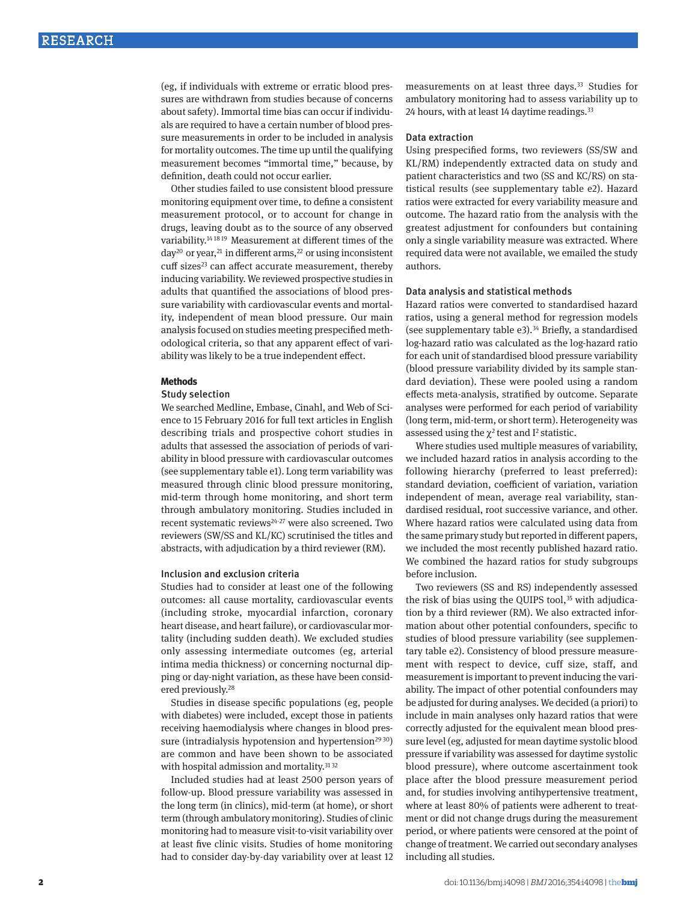(eg, if individuals with extreme or erratic blood pressures are withdrawn from studies because of concerns about safety). Immortal time bias can occur if individuals are required to have a certain number of blood pressure measurements in order to be included in analysis for mortality outcomes. The time up until the qualifying measurement becomes "immortal time," because, by definition, death could not occur earlier.

Other studies failed to use consistent blood pressure monitoring equipment over time, to define a consistent measurement protocol, or to account for change in drugs, leaving doubt as to the source of any observed variability.[14 18 19] Measurement at different times of the day[20] or year,[21] in different arms,[22] or using inconsistent cuff sizes[23] can affect accurate measurement, thereby inducing variability. We reviewed prospective studies in adults that quantified the associations of blood pressure variability with cardiovascular events and mortality, independent of mean blood pressure. Our main analysis focused on studies meeting prespecified methodological criteria, so that any apparent effect of variability was likely to be a true independent effect.

## Methods

### Study selection

We searched Medline, Embase, Cinahl, and Web of Science to 15 February 2016 for full text articles in English describing trials and prospective cohort studies in adults that assessed the association of periods of variability in blood pressure with cardiovascular outcomes (see supplementary table e1). Long term variability was measured through clinic blood pressure monitoring, mid-term through home monitoring, and short term through ambulatory monitoring. Studies included in recent systematic reviews[24-27] were also screened. Two reviewers (SW/SS and KL/KC) scrutinised the titles and abstracts, with adjudication by a third reviewer (RM).

### Inclusion and exclusion criteria

Studies had to consider at least one of the following outcomes: all cause mortality, cardiovascular events (including stroke, myocardial infarction, coronary heart disease, and heart failure), or cardiovascular mortality (including sudden death). We excluded studies only assessing intermediate outcomes (eg, arterial intima media thickness) or concerning nocturnal dipping or day-night variation, as these have been considered previously.[28]

Studies in disease specific populations (eg, people with diabetes) were included, except those in patients receiving haemodialysis where changes in blood pressure (intradialysis hypotension and hypertension[29 30]) are common and have been shown to be associated with hospital admission and mortality.[31 32]

Included studies had at least 2500 person years of follow-up. Blood pressure variability was assessed in the long term (in clinics), mid-term (at home), or short term (through ambulatory monitoring). Studies of clinic monitoring had to measure visit-to-visit variability over at least five clinic visits. Studies of home monitoring had to consider day-by-day variability over at least 12 measurements on at least three days.[33] Studies for ambulatory monitoring had to assess variability up to 24 hours, with at least 14 daytime readings.[33]

### Data extraction

Using prespecified forms, two reviewers (SS/SW and KL/RM) independently extracted data on study and patient characteristics and two (SS and KC/RS) on statistical results (see supplementary table e2). Hazard ratios were extracted for every variability measure and outcome. The hazard ratio from the analysis with the greatest adjustment for confounders but containing only a single variability measure was extracted. Where required data were not available, we emailed the study authors.

### Data analysis and statistical methods

Hazard ratios were converted to standardised hazard ratios, using a general method for regression models (see supplementary table e3).[34] Briefly, a standardised log-hazard ratio was calculated as the log-hazard ratio for each unit of standardised blood pressure variability (blood pressure variability divided by its sample standard deviation). These were pooled using a random effects meta-analysis, stratified by outcome. Separate analyses were performed for each period of variability (long term, mid-term, or short term). Heterogeneity was assessed using the $\chi^2$ test and $I^2$ statistic.

Where studies used multiple measures of variability, we included hazard ratios in analysis according to the following hierarchy (preferred to least preferred): standard deviation, coefficient of variation, variation independent of mean, average real variability, standardised residual, root successive variance, and other. Where hazard ratios were calculated using data from the same primary study but reported in different papers, we included the most recently published hazard ratio. We combined the hazard ratios for study subgroups before inclusion.

Two reviewers (SS and RS) independently assessed the risk of bias using the QUIPS tool,[35] with adjudication by a third reviewer (RM). We also extracted information about other potential confounders, specific to studies of blood pressure variability (see supplementary table e2). Consistency of blood pressure measurement with respect to device, cuff size, staff, and measurement is important to prevent inducing the variability. The impact of other potential confounders may be adjusted for during analyses. We decided (a priori) to include in main analyses only hazard ratios that were correctly adjusted for the equivalent mean blood pressure level (eg, adjusted for mean daytime systolic blood pressure if variability was assessed for daytime systolic blood pressure), where outcome ascertainment took place after the blood pressure measurement period and, for studies involving antihypertensive treatment, where at least 80% of patients were adherent to treatment or did not change drugs during the measurement period, or where patients were censored at the point of change of treatment. We carried out secondary analyses including all studies.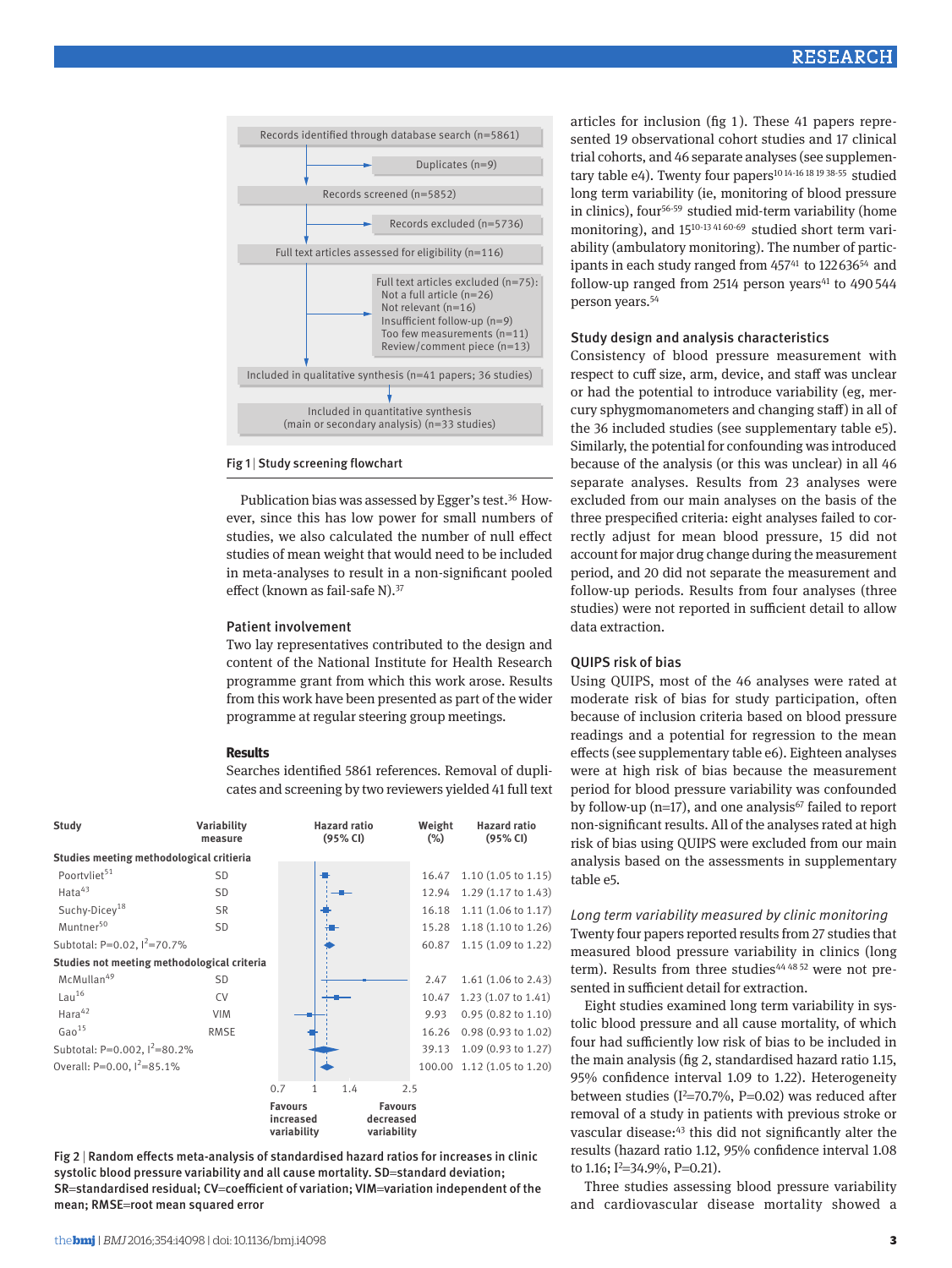Records identified through database search (n=5861)

Duplicates (n=9)

Records screened (n=5852)

Records excluded (n=5736)

Full text articles assessed for eligibility (n=116)

Full text articles excluded (n=75):
- Not a full article (n=26)
- Not relevant (n=16)
- Insufficient follow-up (n=9)
- Too few measurements (n=11)
- Review/comment piece (n=13)

Included in qualitative synthesis (n=41 papers; 36 studies)

Included in quantitative synthesis (main or secondary analysis) (n=33 studies)

Fig 1 | Study screening flowchart

Publication bias was assessed by Egger's test.[36] However, since this has low power for small numbers of studies, we also calculated the number of null effect studies of mean weight that would need to be included in meta-analyses to result in a non-significant pooled effect (known as fail-safe N).[37]

### Patient involvement

Two lay representatives contributed to the design and content of the National Institute for Health Research programme grant from which this work arose. Results from this work have been presented as part of the wider programme at regular steering group meetings.

## Results

Searches identified 5861 references. Removal of duplicates and screening by two reviewers yielded 41 full text articles for inclusion (fig 1). These 41 papers represented 19 observational cohort studies and 17 clinical trial cohorts, and 46 separate analyses (see supplementary table e4). Twenty four papers[10 14-16 18 19 38-55] studied long term variability (ie, monitoring of blood pressure in clinics), four[56-59] studied mid-term variability (home monitoring), and 15[10-13 41 60-69] studied short term variability (ambulatory monitoring). The number of participants in each study ranged from 457[41] to 122 636[54] and follow-up ranged from 2514 person years[41] to 490 544 person years.[54]

### Study design and analysis characteristics

Consistency of blood pressure measurement with respect to cuff size, arm, device, and staff was unclear or had the potential to introduce variability (eg, mercury sphygmomanometers and changing staff) in all of the 36 included studies (see supplementary table e5). Similarly, the potential for confounding was introduced because of the analysis (or this was unclear) in all 46 separate analyses. Results from 23 analyses were excluded from our main analyses on the basis of the three prespecified criteria: eight analyses failed to correctly adjust for mean blood pressure, 15 did not account for major drug change during the measurement period, and 20 did not separate the measurement and follow-up periods. Results from four analyses (three studies) were not reported in sufficient detail to allow data extraction.

### QUIPS risk of bias

Using QUIPS, most of the 46 analyses were rated at moderate risk of bias for study participation, often because of inclusion criteria based on blood pressure readings and a potential for regression to the mean effects (see supplementary table e6). Eighteen analyses were at high risk of bias because the measurement period for blood pressure variability was confounded by follow-up (n=17), and one analysis[67] failed to report non-significant results. All of the analyses rated at high risk of bias using QUIPS were excluded from our main analysis based on the assessments in supplementary table e5.

*Long term variability measured by clinic monitoring*

Twenty four papers reported results from 27 studies that measured blood pressure variability in clinics (long term). Results from three studies[44 48 52] were not presented in sufficient detail for extraction.

Eight studies examined long term variability in systolic blood pressure and all cause mortality, of which four had sufficiently low risk of bias to be included in the main analysis (fig 2, standardised hazard ratio 1.15, 95% confidence interval 1.09 to 1.22). Heterogeneity between studies ($I^2$=70.7%, P=0.02) was reduced after removal of a study in patients with previous stroke or vascular disease:[43] this did not significantly alter the results (hazard ratio 1.12, 95% confidence interval 1.08 to 1.16; $I^2$=34.9%, P=0.21).

Three studies assessing blood pressure variability and cardiovascular disease mortality showed a

| Study | Variability measure | Weight (%) | Hazard ratio (95% CI) |
|---|---|---|---|
| **Studies meeting methodological critieria** | | | |
| Poortvliet[51] | SD | 16.47 | 1.10 (1.05 to 1.15) |
| Hata[43] | SD | 12.94 | 1.29 (1.17 to 1.43) |
| Suchy-Dicey[18] | SR | 16.18 | 1.11 (1.06 to 1.17) |
| Muntner[50] | SD | 15.28 | 1.18 (1.10 to 1.26) |
| Subtotal: P=0.02, $I^2$=70.7% | | 60.87 | 1.15 (1.09 to 1.22) |
| **Studies not meeting methodological criteria** | | | |
| McMullan[49] | SD | 2.47 | 1.61 (1.06 to 2.43) |
| Lau[16] | CV | 10.47 | 1.23 (1.07 to 1.41) |
| Hara[42] | VIM | 9.93 | 0.95 (0.82 to 1.10) |
| Gao[15] | RMSE | 16.26 | 0.98 (0.93 to 1.02) |
| Subtotal: P=0.002, $I^2$=80.2% | | 39.13 | 1.09 (0.93 to 1.27) |
| Overall: P=0.00, $I^2$=85.1% | | 100.00 | 1.12 (1.05 to 1.20) |

Axis: 0.7, 1, 1.4, 2.5 — Favours increased variability / Favours decreased variability

Fig 2 | Random effects meta-analysis of standardised hazard ratios for increases in clinic systolic blood pressure variability and all cause mortality. SD=standard deviation; SR=standardised residual; CV=coefficient of variation; VIM=variation independent of the mean; RMSE=root mean squared error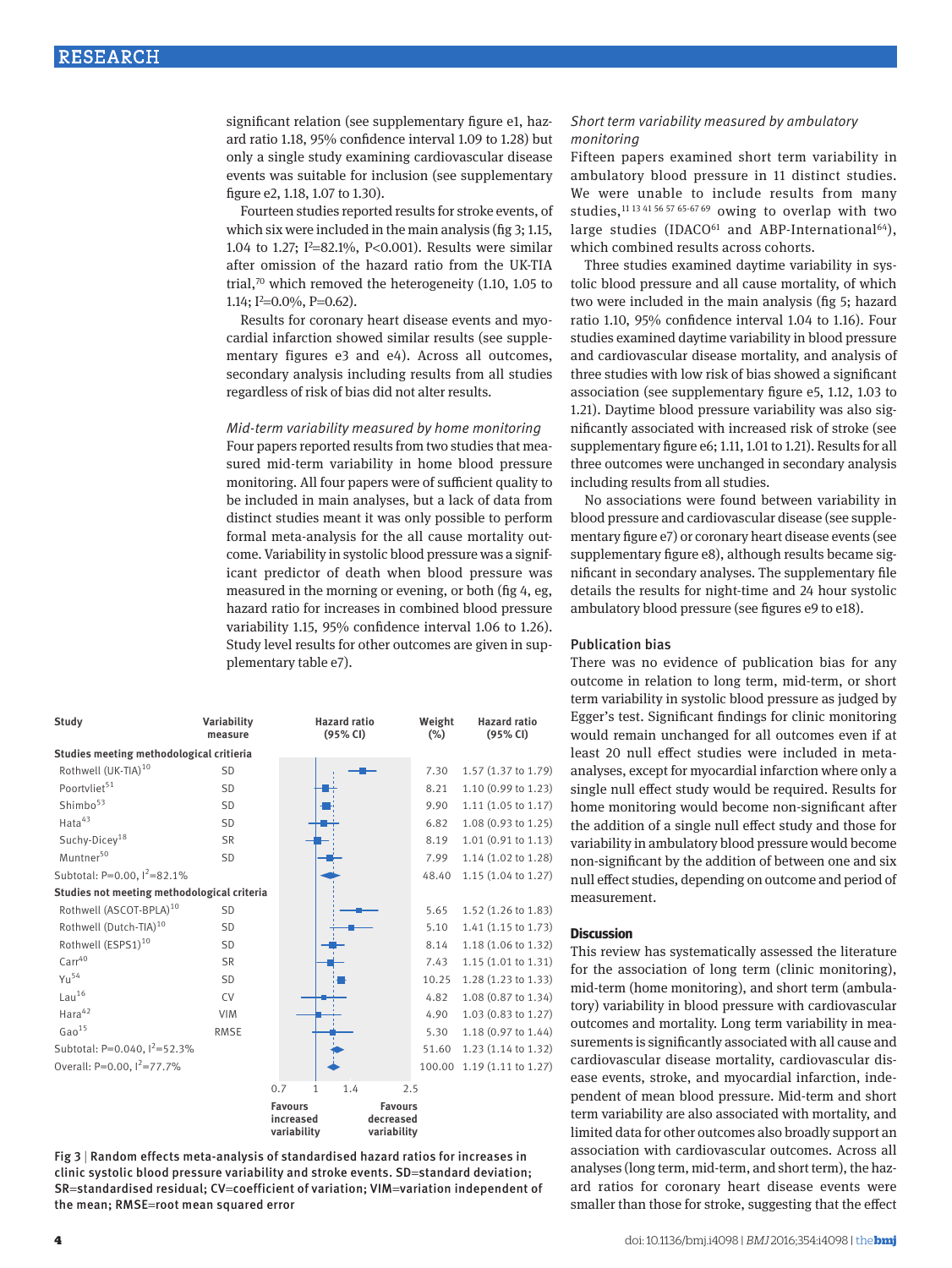significant relation (see supplementary figure e1, hazard ratio 1.18, 95% confidence interval 1.09 to 1.28) but only a single study examining cardiovascular disease events was suitable for inclusion (see supplementary figure e2, 1.18, 1.07 to 1.30).

Fourteen studies reported results for stroke events, of which six were included in the main analysis (fig 3; 1.15, 1.04 to 1.27; $I^2$=82.1%, P<0.001). Results were similar after omission of the hazard ratio from the UK-TIA trial,[70] which removed the heterogeneity (1.10, 1.05 to 1.14; $I^2$=0.0%, P=0.62).

Results for coronary heart disease events and myocardial infarction showed similar results (see supplementary figures e3 and e4). Across all outcomes, secondary analysis including results from all studies regardless of risk of bias did not alter results.

*Mid-term variability measured by home monitoring*

Four papers reported results from two studies that measured mid-term variability in home blood pressure monitoring. All four papers were of sufficient quality to be included in main analyses, but a lack of data from distinct studies meant it was only possible to perform formal meta-analysis for the all cause mortality outcome. Variability in systolic blood pressure was a significant predictor of death when blood pressure was measured in the morning or evening, or both (fig 4, eg, hazard ratio for increases in combined blood pressure variability 1.15, 95% confidence interval 1.06 to 1.26). Study level results for other outcomes are given in supplementary table e7).

| Study | Variability measure | Weight (%) | Hazard ratio (95% CI) |
|---|---|---|---|
| **Studies meeting methodological critieria** | | | |
| Rothwell (UK-TIA)[10] | SD | 7.30 | 1.57 (1.37 to 1.79) |
| Poortvliet[51] | SD | 8.21 | 1.10 (0.99 to 1.23) |
| Shimbo[53] | SD | 9.90 | 1.11 (1.05 to 1.17) |
| Hata[43] | SD | 6.82 | 1.08 (0.93 to 1.25) |
| Suchy-Dicey[18] | SR | 8.19 | 1.01 (0.91 to 1.13) |
| Muntner[50] | SD | 7.99 | 1.14 (1.02 to 1.28) |
| Subtotal: P=0.00, $I^2$=82.1% | | 48.40 | 1.15 (1.04 to 1.27) |
| **Studies not meeting methodological criteria** | | | |
| Rothwell (ASCOT-BPLA)[10] | SD | 5.65 | 1.52 (1.26 to 1.83) |
| Rothwell (Dutch-TIA)[10] | SD | 5.10 | 1.41 (1.15 to 1.73) |
| Rothwell (ESPS1)[10] | SD | 8.14 | 1.18 (1.06 to 1.32) |
| Carr[40] | SR | 7.43 | 1.15 (1.01 to 1.31) |
| Yu[54] | SD | 10.25 | 1.28 (1.23 to 1.33) |
| Lau[16] | CV | 4.82 | 1.08 (0.87 to 1.34) |
| Hara[42] | VIM | 4.90 | 1.03 (0.83 to 1.27) |
| Gao[15] | RMSE | 5.30 | 1.18 (0.97 to 1.44) |
| Subtotal: P=0.040, $I^2$=52.3% | | 51.60 | 1.23 (1.14 to 1.32) |
| Overall: P=0.00, $I^2$=77.7% | | 100.00 | 1.19 (1.11 to 1.27) |

Axis: 0.7, 1, 1.4, 2.5 — Favours increased variability / Favours decreased variability

Fig 3 | Random effects meta-analysis of standardised hazard ratios for increases in clinic systolic blood pressure variability and stroke events. SD=standard deviation; SR=standardised residual; CV=coefficient of variation; VIM=variation independent of the mean; RMSE=root mean squared error

*Short term variability measured by ambulatory monitoring*

Fifteen papers examined short term variability in ambulatory blood pressure in 11 distinct studies. We were unable to include results from many studies,[11 13 41 56 57 65-67 69] owing to overlap with two large studies (IDACO[61] and ABP-International[64]), which combined results across cohorts.

Three studies examined daytime variability in systolic blood pressure and all cause mortality, of which two were included in the main analysis (fig 5; hazard ratio 1.10, 95% confidence interval 1.04 to 1.16). Four studies examined daytime variability in blood pressure and cardiovascular disease mortality, and analysis of three studies with low risk of bias showed a significant association (see supplementary figure e5, 1.12, 1.03 to 1.21). Daytime blood pressure variability was also significantly associated with increased risk of stroke (see supplementary figure e6; 1.11, 1.01 to 1.21). Results for all three outcomes were unchanged in secondary analysis including results from all studies.

No associations were found between variability in blood pressure and cardiovascular disease (see supplementary figure e7) or coronary heart disease events (see supplementary figure e8), although results became significant in secondary analyses. The supplementary file details the results for night-time and 24 hour systolic ambulatory blood pressure (see figures e9 to e18).

### Publication bias

There was no evidence of publication bias for any outcome in relation to long term, mid-term, or short term variability in systolic blood pressure as judged by Egger's test. Significant findings for clinic monitoring would remain unchanged for all outcomes even if at least 20 null effect studies were included in meta-analyses, except for myocardial infarction where only a single null effect study would be required. Results for home monitoring would become non-significant after the addition of a single null effect study and those for variability in ambulatory blood pressure would become non-significant by the addition of between one and six null effect studies, depending on outcome and period of measurement.

## Discussion

This review has systematically assessed the literature for the association of long term (clinic monitoring), mid-term (home monitoring), and short term (ambulatory) variability in blood pressure with cardiovascular outcomes and mortality. Long term variability in measurements is significantly associated with all cause and cardiovascular disease mortality, cardiovascular disease events, stroke, and myocardial infarction, independent of mean blood pressure. Mid-term and short term variability are also associated with mortality, and limited data for other outcomes also broadly support an association with cardiovascular outcomes. Across all analyses (long term, mid-term, and short term), the hazard ratios for coronary heart disease events were smaller than those for stroke, suggesting that the effect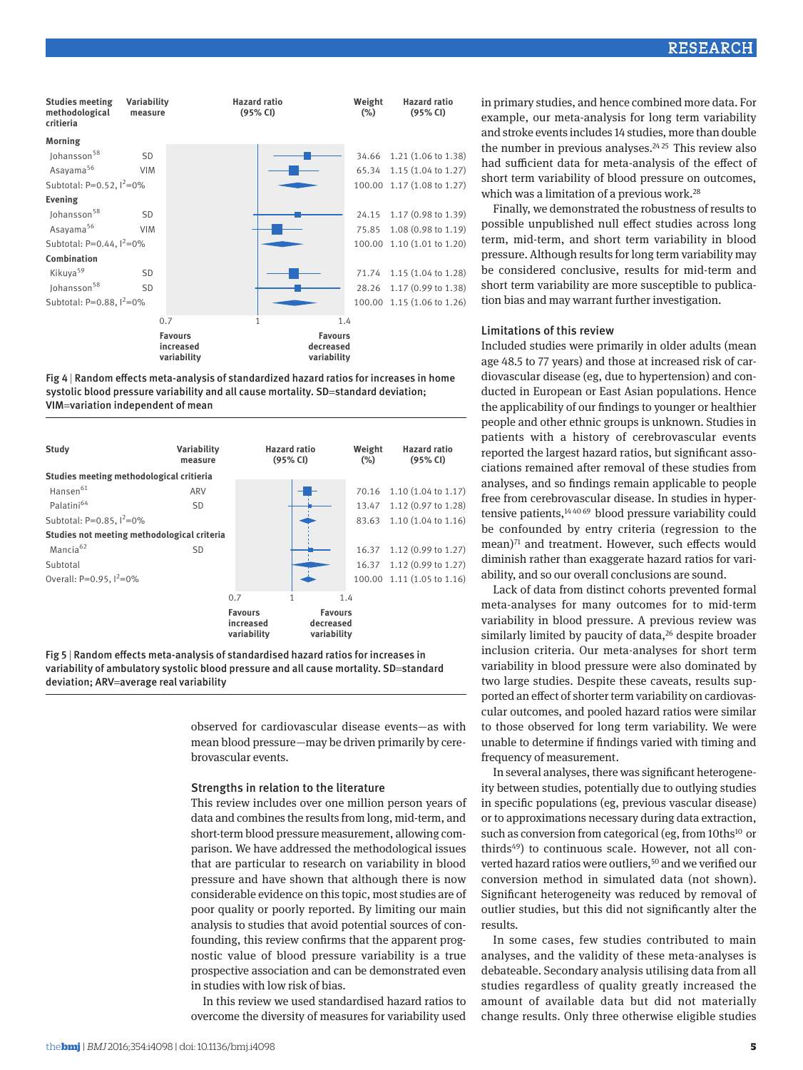| Studies meeting methodological critieria | Variability measure | Weight (%) | Hazard ratio (95% CI) |
|---|---|---|---|
| **Morning** | | | |
| Johansson[58] | SD | 34.66 | 1.21 (1.06 to 1.38) |
| Asayama[56] | VIM | 65.34 | 1.15 (1.04 to 1.27) |
| Subtotal: P=0.52, $I^2$=0% | | 100.00 | 1.17 (1.08 to 1.27) |
| **Evening** | | | |
| Johansson[58] | SD | 24.15 | 1.17 (0.98 to 1.39) |
| Asayama[56] | VIM | 75.85 | 1.08 (0.98 to 1.19) |
| Subtotal: P=0.44, $I^2$=0% | | 100.00 | 1.10 (1.01 to 1.20) |
| **Combination** | | | |
| Kikuya[59] | SD | 71.74 | 1.15 (1.04 to 1.28) |
| Johansson[58] | SD | 28.26 | 1.17 (0.99 to 1.38) |
| Subtotal: P=0.88, $I^2$=0% | | 100.00 | 1.15 (1.06 to 1.26) |

Axis: 0.7 – 1 – 1.4; Favours increased variability / Favours decreased variability

Fig 4 | Random effects meta-analysis of standardized hazard ratios for increases in home systolic blood pressure variability and all cause mortality. SD=standard deviation; VIM=variation independent of mean

| Study | Variability measure | Weight (%) | Hazard ratio (95% CI) |
|---|---|---|---|
| **Studies meeting methodological critieria** | | | |
| Hansen[61] | ARV | 70.16 | 1.10 (1.04 to 1.17) |
| Palatini[64] | SD | 13.47 | 1.12 (0.97 to 1.28) |
| Subtotal: P=0.85, $I^2$=0% | | 83.63 | 1.10 (1.04 to 1.16) |
| **Studies not meeting methodological criteria** | | | |
| Mancia[62] | SD | 16.37 | 1.12 (0.99 to 1.27) |
| Subtotal | | 16.37 | 1.12 (0.99 to 1.27) |
| Overall: P=0.95, $I^2$=0% | | 100.00 | 1.11 (1.05 to 1.16) |

Axis: 0.7 – 1 – 1.4; Favours increased variability / Favours decreased variability

Fig 5 | Random effects meta-analysis of standardised hazard ratios for increases in variability of ambulatory systolic blood pressure and all cause mortality. SD=standard deviation; ARV=average real variability

observed for cardiovascular disease events—as with mean blood pressure—may be driven primarily by cerebrovascular events.

### Strengths in relation to the literature

This review includes over one million person years of data and combines the results from long, mid-term, and short-term blood pressure measurement, allowing comparison. We have addressed the methodological issues that are particular to research on variability in blood pressure and have shown that although there is now considerable evidence on this topic, most studies are of poor quality or poorly reported. By limiting our main analysis to studies that avoid potential sources of confounding, this review confirms that the apparent prognostic value of blood pressure variability is a true prospective association and can be demonstrated even in studies with low risk of bias.

In this review we used standardised hazard ratios to overcome the diversity of measures for variability used in primary studies, and hence combined more data. For example, our meta-analysis for long term variability and stroke events includes 14 studies, more than double the number in previous analyses.[24,25] This review also had sufficient data for meta-analysis of the effect of short term variability of blood pressure on outcomes, which was a limitation of a previous work.[28]

Finally, we demonstrated the robustness of results to possible unpublished null effect studies across long term, mid-term, and short term variability in blood pressure. Although results for long term variability may be considered conclusive, results for mid-term and short term variability are more susceptible to publication bias and may warrant further investigation.

### Limitations of this review

Included studies were primarily in older adults (mean age 48.5 to 77 years) and those at increased risk of cardiovascular disease (eg, due to hypertension) and conducted in European or East Asian populations. Hence the applicability of our findings to younger or healthier people and other ethnic groups is unknown. Studies in patients with a history of cerebrovascular events reported the largest hazard ratios, but significant associations remained after removal of these studies from analyses, and so findings remain applicable to people free from cerebrovascular disease. In studies in hypertensive patients,[14,40,69] blood pressure variability could be confounded by entry criteria (regression to the mean)[71] and treatment. However, such effects would diminish rather than exaggerate hazard ratios for variability, and so our overall conclusions are sound.

Lack of data from distinct cohorts prevented formal meta-analyses for many outcomes for mid-term variability in blood pressure. A previous review was similarly limited by paucity of data,[26] despite broader inclusion criteria. Our meta-analyses for short term variability in blood pressure were also dominated by two large studies. Despite these caveats, results supported an effect of shorter term variability on cardiovascular outcomes, and pooled hazard ratios were similar to those observed for long term variability. We were unable to determine if findings varied with timing and frequency of measurement.

In several analyses, there was significant heterogeneity between studies, potentially due to outlying studies in specific populations (eg, previous vascular disease) or to approximations necessary during data extraction, such as conversion from categorical (eg, from 10ths[10] or thirds[49]) to continuous scale. However, not all converted hazard ratios were outliers,[50] and we verified our conversion method in simulated data (not shown). Significant heterogeneity was reduced by removal of outlier studies, but this did not significantly alter the results.

In some cases, few studies contributed to main analyses, and the validity of these meta-analyses is debateable. Secondary analysis utilising data from all studies regardless of quality greatly increased the amount of available data but did not materially change results. Only three otherwise eligible studies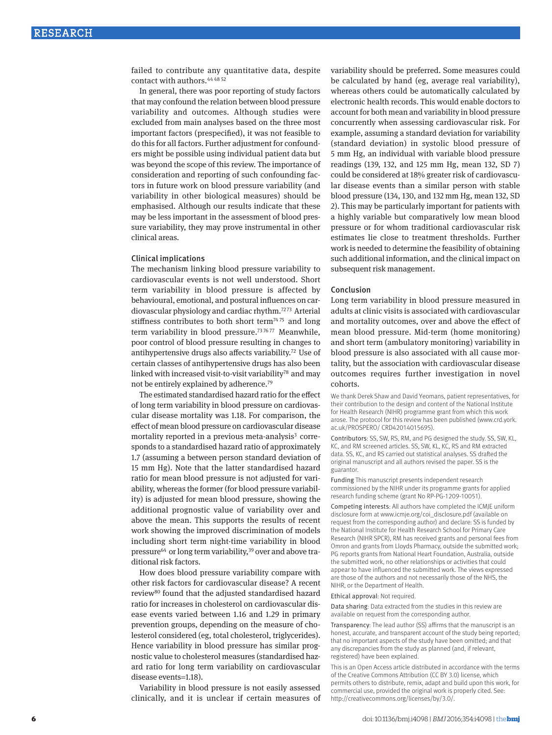failed to contribute any quantitative data, despite contact with authors.[44 48 52]

In general, there was poor reporting of study factors that may confound the relation between blood pressure variability and outcomes. Although studies were excluded from main analyses based on the three most important factors (prespecified), it was not feasible to do this for all factors. Further adjustment for confounders might be possible using individual patient data but was beyond the scope of this review. The importance of consideration and reporting of such confounding factors in future work on blood pressure variability (and variability in other biological measures) should be emphasised. Although our results indicate that these may be less important in the assessment of blood pressure variability, they may prove instrumental in other clinical areas.

### Clinical implications

The mechanism linking blood pressure variability to cardiovascular events is not well understood. Short term variability in blood pressure is affected by behavioural, emotional, and postural influences on cardiovascular physiology and cardiac rhythm.[72 73] Arterial stiffness contributes to both short term[74 75] and long term variability in blood pressure.[73 76 77] Meanwhile, poor control of blood pressure resulting in changes to antihypertensive drugs also affects variability.[72] Use of certain classes of antihypertensive drugs has also been linked with increased visit-to-visit variability[78] and may not be entirely explained by adherence.[79]

The estimated standardised hazard ratio for the effect of long term variability in blood pressure on cardiovascular disease mortality was 1.18. For comparison, the effect of mean blood pressure on cardiovascular disease mortality reported in a previous meta-analysis[3] corresponds to a standardised hazard ratio of approximately 1.7 (assuming a between person standard deviation of 15 mm Hg). Note that the latter standardised hazard ratio for mean blood pressure is not adjusted for variability, whereas the former (for blood pressure variability) is adjusted for mean blood pressure, showing the additional prognostic value of variability over and above the mean. This supports the results of recent work showing the improved discrimination of models including short term night-time variability in blood pressure[64] or long term variability,[39] over and above traditional risk factors.

How does blood pressure variability compare with other risk factors for cardiovascular disease? A recent review[80] found that the adjusted standardised hazard ratio for increases in cholesterol on cardiovascular disease events varied between 1.16 and 1.29 in primary prevention groups, depending on the measure of cholesterol considered (eg, total cholesterol, triglycerides). Hence variability in blood pressure has similar prognostic value to cholesterol measures (standardised hazard ratio for long term variability on cardiovascular disease events=1.18).

Variability in blood pressure is not easily assessed clinically, and it is unclear if certain measures of variability should be preferred. Some measures could be calculated by hand (eg, average real variability), whereas others could be automatically calculated by electronic health records. This would enable doctors to account for both mean and variability in blood pressure concurrently when assessing cardiovascular risk. For example, assuming a standard deviation for variability (standard deviation) in systolic blood pressure of 5 mm Hg, an individual with variable blood pressure readings (139, 132, and 125 mm Hg, mean 132, SD 7) could be considered at 18% greater risk of cardiovascular disease events than a similar person with stable blood pressure (134, 130, and 132 mm Hg, mean 132, SD 2). This may be particularly important for patients with a highly variable but comparatively low mean blood pressure or for whom traditional cardiovascular risk estimates lie close to treatment thresholds. Further work is needed to determine the feasibility of obtaining such additional information, and the clinical impact on subsequent risk management.

### Conclusion

Long term variability in blood pressure measured in adults at clinic visits is associated with cardiovascular and mortality outcomes, over and above the effect of mean blood pressure. Mid-term (home monitoring) and short term (ambulatory monitoring) variability in blood pressure is also associated with all cause mortality, but the association with cardiovascular disease outcomes requires further investigation in novel cohorts.

We thank Derek Shaw and David Yeomans, patient representatives, for their contribution to the design and content of the National Institute for Health Research (NIHR) programme grant from which this work arose. The protocol for this review has been published (www.crd.york.ac.uk/PROSPERO/ CRD42014015695).

Contributors: SS, SW, RS, RM, and PG designed the study. SS, SW, KL, KC, and RM screened articles. SS, SW, KL, KC, RS and RM extracted data. SS, KC, and RS carried out statistical analyses. SS drafted the original manuscript and all authors revised the paper. SS is the guarantor.

Funding This manuscript presents independent research commissioned by the NIHR under its programme grants for applied research funding scheme (grant No RP-PG-1209-10051).

Competing interests: All authors have completed the ICMJE uniform disclosure form at www.icmje.org/coi_disclosure.pdf (available on request from the corresponding author) and declare: SS is funded by the National Institute for Health Research School for Primary Care Research (NIHR SPCR), RM has received grants and personal fees from Omron and grants from Lloyds Pharmacy, outside the submitted work; PG reports grants from National Heart Foundation, Australia, outside the submitted work, no other relationships or activities that could appear to have influenced the submitted work. The views expressed are those of the authors and not necessarily those of the NHS, the NIHR, or the Department of Health.

Ethical approval: Not required.

Data sharing: Data extracted from the studies in this review are available on request from the corresponding author.

Transparency: The lead author (SS) affirms that the manuscript is an honest, accurate, and transparent account of the study being reported; that no important aspects of the study have been omitted; and that any discrepancies from the study as planned (and, if relevant, registered) have been explained.

This is an Open Access article distributed in accordance with the terms of the Creative Commons Attribution (CC BY 3.0) license, which permits others to distribute, remix, adapt and build upon this work, for commercial use, provided the original work is properly cited. See: http://creativecommons.org/licenses/by/3.0/.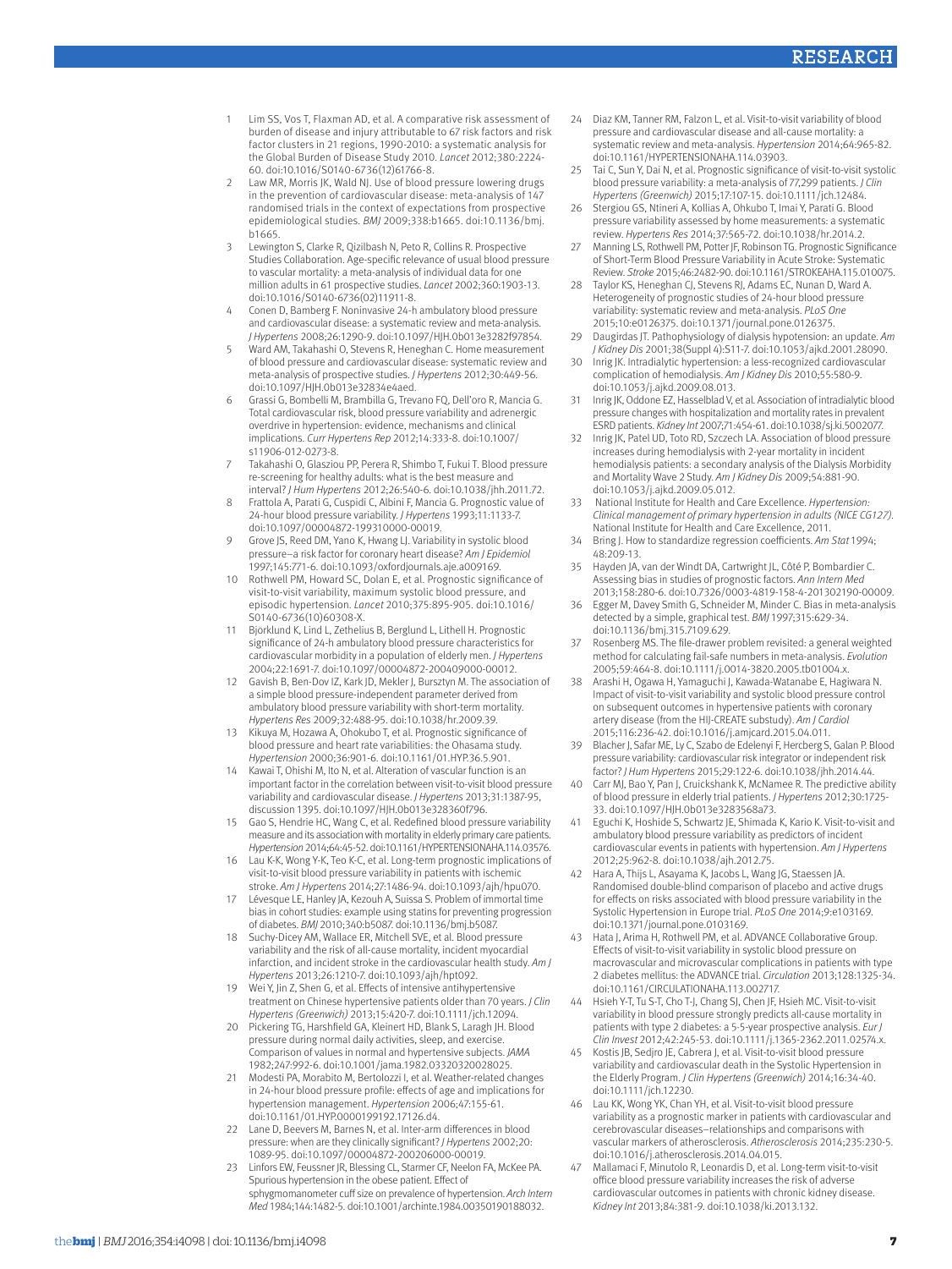1. Lim SS, Vos T, Flaxman AD, et al. A comparative risk assessment of burden of disease and injury attributable to 67 risk factors and risk factor clusters in 21 regions, 1990-2010: a systematic analysis for the Global Burden of Disease Study 2010. *Lancet* 2012;380:2224-60. doi:10.1016/S0140-6736(12)61766-8.
2. Law MR, Morris JK, Wald NJ. Use of blood pressure lowering drugs in the prevention of cardiovascular disease: meta-analysis of 147 randomised trials in the context of expectations from prospective epidemiological studies. *BMJ* 2009;338:b1665. doi:10.1136/bmj.b1665.
3. Lewington S, Clarke R, Qizilbash N, Peto R, Collins R. Prospective Studies Collaboration. Age-specific relevance of usual blood pressure to vascular mortality: a meta-analysis of individual data for one million adults in 61 prospective studies. *Lancet* 2002;360:1903-13. doi:10.1016/S0140-6736(02)11911-8.
4. Conen D, Bamberg F. Noninvasive 24-h ambulatory blood pressure and cardiovascular disease: a systematic review and meta-analysis. *J Hypertens* 2008;26:1290-9. doi:10.1097/HJH.0b013e3282f97854.
5. Ward AM, Takahashi O, Stevens R, Heneghan C. Home measurement of blood pressure and cardiovascular disease: systematic review and meta-analysis of prospective studies. *J Hypertens* 2012;30:449-56. doi:10.1097/HJH.0b013e32834e4aed.
6. Grassi G, Bombelli M, Brambilla G, Trevano FQ, Dell'oro R, Mancia G. Total cardiovascular risk, blood pressure variability and adrenergic overdrive in hypertension: evidence, mechanisms and clinical implications. *Curr Hypertens Rep* 2012;14:333-8. doi:10.1007/s11906-012-0273-8.
7. Takahashi O, Glasziou PP, Perera R, Shimbo T, Fukui T. Blood pressure re-screening for healthy adults: what is the best measure and interval? *J Hum Hypertens* 2012;26:540-6. doi:10.1038/jhh.2011.72.
8. Frattola A, Parati G, Cuspidi C, Albini F, Mancia G. Prognostic value of 24-hour blood pressure variability. *J Hypertens* 1993;11:1133-7. doi:10.1097/00004872-199310000-00019.
9. Grove JS, Reed DM, Yano K, Hwang LJ. Variability in systolic blood pressure—a risk factor for coronary heart disease? *Am J Epidemiol* 1997;145:771-6. doi:10.1093/oxfordjournals.aje.a009169.
10. Rothwell PM, Howard SC, Dolan E, et al. Prognostic significance of visit-to-visit variability, maximum systolic blood pressure, and episodic hypertension. *Lancet* 2010;375:895-905. doi:10.1016/S0140-6736(10)60308-X.
11. Björklund K, Lind L, Zethelius B, Berglund L, Lithell H. Prognostic significance of 24-h ambulatory blood pressure characteristics for cardiovascular morbidity in a population of elderly men. *J Hypertens* 2004;22:1691-7. doi:10.1097/00004872-200409000-00012.
12. Gavish B, Ben-Dov IZ, Kark JD, Mekler J, Bursztyn M. The association of a simple blood pressure-independent parameter derived from ambulatory blood pressure variability with short-term mortality. *Hypertens Res* 2009;32:488-95. doi:10.1038/hr.2009.39.
13. Kikuya M, Hozawa A, Ohokubo T, et al. Prognostic significance of blood pressure and heart rate variabilities: the Ohasama study. *Hypertension* 2000;36:901-6. doi:10.1161/01.HYP.36.5.901.
14. Kawai T, Ohishi M, Ito N, et al. Alteration of vascular function is an important factor in the correlation between visit-to-visit blood pressure variability and cardiovascular disease. *J Hypertens* 2013;31:1387-95, discussion 1395. doi:10.1097/HJH.0b013e328360f796.
15. Gao S, Hendrie HC, Wang C, et al. Redefined blood pressure variability measure and its association with mortality in elderly primary care patients. *Hypertension* 2014;64:45-52. doi:10.1161/HYPERTENSIONAHA.114.03576.
16. Lau K-K, Wong Y-K, Teo K-C, et al. Long-term prognostic implications of visit-to-visit blood pressure variability in patients with ischemic stroke. *Am J Hypertens* 2014;27:1486-94. doi:10.1093/ajh/hpu070.
17. Lévesque LE, Hanley JA, Kezouh A, Suissa S. Problem of immortal time bias in cohort studies: example using statins for preventing progression of diabetes. *BMJ* 2010;340:b5087. doi:10.1136/bmj.b5087.
18. Suchy-Dicey AM, Wallace ER, Mitchell SVE, et al. Blood pressure variability and the risk of all-cause mortality, incident myocardial infarction, and incident stroke in the cardiovascular health study. *Am J Hypertens* 2013;26:1210-7. doi:10.1093/ajh/hpt092.
19. Wei Y, Jin Z, Shen G, et al. Effects of intensive antihypertensive treatment on Chinese hypertensive patients older than 70 years. *J Clin Hypertens (Greenwich)* 2013;15:420-7. doi:10.1111/jch.12094.
20. Pickering TG, Harshfield GA, Kleinert HD, Blank S, Laragh JH. Blood pressure during normal daily activities, sleep, and exercise. Comparison of values in normal and hypertensive subjects. *JAMA* 1982;247:992-6. doi:10.1001/jama.1982.03320320028025.
21. Modesti PA, Morabito M, Bertolozzi I, et al. Weather-related changes in 24-hour blood pressure profile: effects of age and implications for hypertension management. *Hypertension* 2006;47:155-61. doi:10.1161/01.HYP.0000199192.17126.d4.
22. Lane D, Beevers M, Barnes N, et al. Inter-arm differences in blood pressure: when are they clinically significant? *J Hypertens* 2002;20:1089-95. doi:10.1097/00004872-200206000-00019.
23. Linfors EW, Feussner JR, Blessing CL, Starmer CF, Neelon FA, McKee PA. Spurious hypertension in the obese patient. Effect of sphygmomanometer cuff size on prevalence of hypertension. *Arch Intern Med* 1984;144:1482-5. doi:10.1001/archinte.1984.00350190188032.
24. Diaz KM, Tanner RM, Falzon L, et al. Visit-to-visit variability of blood pressure and cardiovascular disease and all-cause mortality: a systematic review and meta-analysis. *Hypertension* 2014;64:965-82. doi:10.1161/HYPERTENSIONAHA.114.03903.
25. Tai C, Sun Y, Dai N, et al. Prognostic significance of visit-to-visit systolic blood pressure variability: a meta-analysis of 77,299 patients. *J Clin Hypertens (Greenwich)* 2015;17:107-15. doi:10.1111/jch.12484.
26. Stergiou GS, Ntineri A, Kollias A, Ohkubo T, Imai Y, Parati G. Blood pressure variability assessed by home measurements: a systematic review. *Hypertens Res* 2014;37:565-72. doi:10.1038/hr.2014.2.
27. Manning LS, Rothwell PM, Potter JF, Robinson TG. Prognostic Significance of Short-Term Blood Pressure Variability in Acute Stroke: Systematic Review. *Stroke* 2015;46:2482-90. doi:10.1161/STROKEAHA.115.010075.
28. Taylor KS, Heneghan CJ, Stevens RJ, Adams EC, Nunan D, Ward A. Heterogeneity of prognostic studies of 24-hour blood pressure variability: systematic review and meta-analysis. *PLoS One* 2015;10:e0126375. doi:10.1371/journal.pone.0126375.
29. Daugirdas JT. Pathophysiology of dialysis hypotension: an update. *Am J Kidney Dis* 2001;38(Suppl 4):S11-7. doi:10.1053/ajkd.2001.28090.
30. Inrig JK. Intradialytic hypertension: a less-recognized cardiovascular complication of hemodialysis. *Am J Kidney Dis* 2010;55:580-9. doi:10.1053/j.ajkd.2009.08.013.
31. Inrig JK, Oddone EZ, Hasselblad V, et al. Association of intradialytic blood pressure changes with hospitalization and mortality rates in prevalent ESRD patients. *Kidney Int* 2007;71:454-61. doi:10.1038/sj.ki.5002077.
32. Inrig JK, Patel UD, Toto RD, Szczech LA. Association of blood pressure increases during hemodialysis with 2-year mortality in incident hemodialysis patients: a secondary analysis of the Dialysis Morbidity and Mortality Wave 2 Study. *Am J Kidney Dis* 2009;54:881-90. doi:10.1053/j.ajkd.2009.05.012.
33. National Institute for Health and Care Excellence. *Hypertension: Clinical management of primary hypertension in adults (NICE CG127)*. National Institute for Health and Care Excellence, 2011.
34. Bring J. How to standardize regression coefficients. *Am Stat* 1994;48:209-13.
35. Hayden JA, van der Windt DA, Cartwright JL, Côté P, Bombardier C. Assessing bias in studies of prognostic factors. *Ann Intern Med* 2013;158:280-6. doi:10.7326/0003-4819-158-4-201302190-00009.
36. Egger M, Davey Smith G, Schneider M, Minder C. Bias in meta-analysis detected by a simple, graphical test. *BMJ* 1997;315:629-34. doi:10.1136/bmj.315.7109.629.
37. Rosenberg MS. The file-drawer problem revisited: a general weighted method for calculating fail-safe numbers in meta-analysis. *Evolution* 2005;59:464-8. doi:10.1111/j.0014-3820.2005.tb01004.x.
38. Arashi H, Ogawa H, Yamaguchi J, Kawada-Watanabe E, Hagiwara N. Impact of visit-to-visit variability and systolic blood pressure control on subsequent outcomes in hypertensive patients with coronary artery disease (from the HIJ-CREATE substudy). *Am J Cardiol* 2015;116:236-42. doi:10.1016/j.amjcard.2015.04.011.
39. Blacher J, Safar ME, Ly C, Szabo de Edelenyi F, Hercberg S, Galan P. Blood pressure variability: cardiovascular risk integrator or independent risk factor? *J Hum Hypertens* 2015;29:122-6. doi:10.1038/jhh.2014.44.
40. Carr MJ, Bao Y, Pan J, Cruickshank K, McNamee R. The predictive ability of blood pressure in elderly trial patients. *J Hypertens* 2012;30:1725-33. doi:10.1097/HJH.0b013e3283568a73.
41. Eguchi K, Hoshide S, Schwartz JE, Shimada K, Kario K. Visit-to-visit and ambulatory blood pressure variability as predictors of incident cardiovascular events in patients with hypertension. *Am J Hypertens* 2012;25:962-8. doi:10.1038/ajh.2012.75.
42. Hara A, Thijs L, Asayama K, Jacobs L, Wang JG, Staessen JA. Randomised double-blind comparison of placebo and active drugs for effects on risks associated with blood pressure variability in the Systolic Hypertension in Europe trial. *PLoS One* 2014;9:e103169. doi:10.1371/journal.pone.0103169.
43. Hata J, Arima H, Rothwell PM, et al. ADVANCE Collaborative Group. Effects of visit-to-visit variability in systolic blood pressure on macrovascular and microvascular complications in patients with type 2 diabetes mellitus: the ADVANCE trial. *Circulation* 2013;128:1325-34. doi:10.1161/CIRCULATIONAHA.113.002717.
44. Hsieh Y-T, Tu S-T, Cho T-J, Chang SJ, Chen JF, Hsieh MC. Visit-to-visit variability in blood pressure strongly predicts all-cause mortality in patients with type 2 diabetes: a 5·5-year prospective analysis. *Eur J Clin Invest* 2012;42:245-53. doi:10.1111/j.1365-2362.2011.02574.x.
45. Kostis JB, Sedjro JE, Cabrera J, et al. Visit-to-visit blood pressure variability and cardiovascular death in the Systolic Hypertension in the Elderly Program. *J Clin Hypertens (Greenwich)* 2014;16:34-40. doi:10.1111/jch.12230.
46. Lau KK, Wong YK, Chan YH, et al. Visit-to-visit blood pressure variability as a prognostic marker in patients with cardiovascular and cerebrovascular diseases—relationships and comparisons with vascular markers of atherosclerosis. *Atherosclerosis* 2014;235:230-5. doi:10.1016/j.atherosclerosis.2014.04.015.
47. Mallamaci F, Minutolo R, Leonardis D, et al. Long-term visit-to-visit office blood pressure variability increases the risk of adverse cardiovascular outcomes in patients with chronic kidney disease. *Kidney Int* 2013;84:381-9. doi:10.1038/ki.2013.132.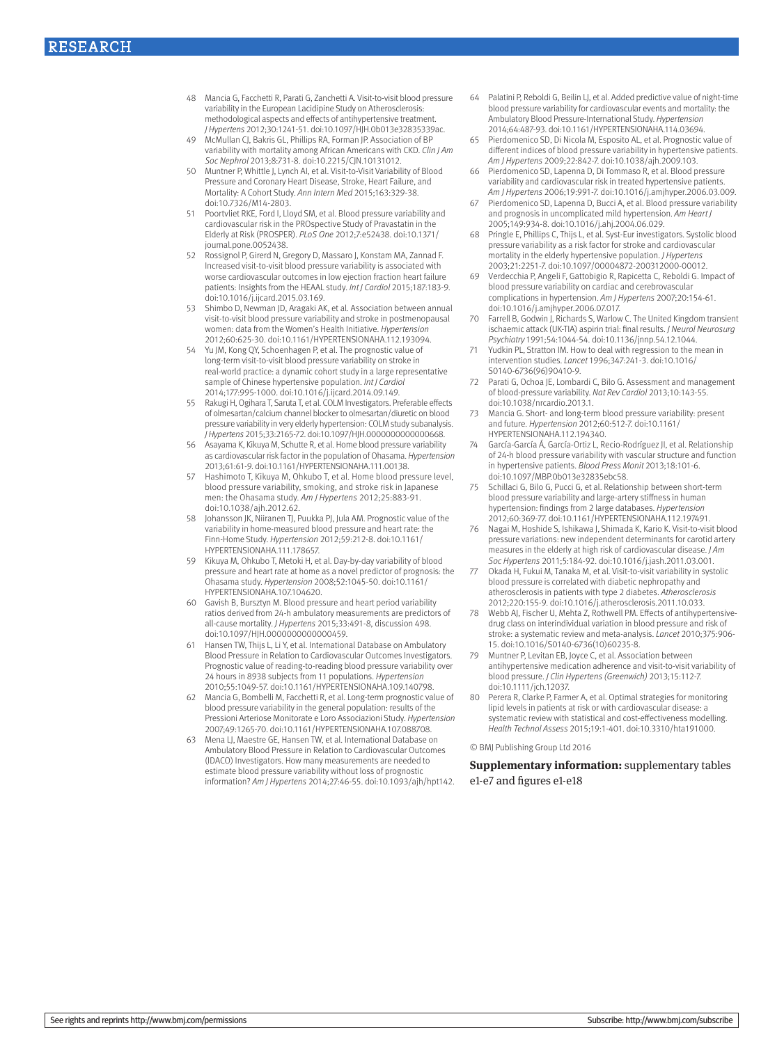48 Mancia G, Facchetti R, Parati G, Zanchetti A. Visit-to-visit blood pressure variability in the European Lacidipine Study on Atherosclerosis: methodological aspects and effects of antihypertensive treatment. *J Hypertens* 2012;30:1241-51. doi:10.1097/HJH.0b013e32835339ac.

49 McMullan CJ, Bakris GL, Phillips RA, Forman JP. Association of BP variability with mortality among African Americans with CKD. *Clin J Am Soc Nephrol* 2013;8:731-8. doi:10.2215/CJN.10131012.

50 Muntner P, Whittle J, Lynch AI, et al. Visit-to-Visit Variability of Blood Pressure and Coronary Heart Disease, Stroke, Heart Failure, and Mortality: A Cohort Study. *Ann Intern Med* 2015;163:329-38. doi:10.7326/M14-2803.

51 Poortvliet RKE, Ford I, Lloyd SM, et al. Blood pressure variability and cardiovascular risk in the PROspective Study of Pravastatin in the Elderly at Risk (PROSPER). *PLoS One* 2012;7:e52438. doi:10.1371/journal.pone.0052438.

52 Rossignol P, Girerd N, Gregory D, Massaro J, Konstam MA, Zannad F. Increased visit-to-visit blood pressure variability is associated with worse cardiovascular outcomes in low ejection fraction heart failure patients: Insights from the HEAAL study. *Int J Cardiol* 2015;187:183-9. doi:10.1016/j.ijcard.2015.03.169.

53 Shimbo D, Newman JD, Aragaki AK, et al. Association between annual visit-to-visit blood pressure variability and stroke in postmenopausal women: data from the Women's Health Initiative. *Hypertension* 2012;60:625-30. doi:10.1161/HYPERTENSIONAHA.112.193094.

54 Yu JM, Kong QY, Schoenhagen P, et al. The prognostic value of long-term visit-to-visit blood pressure variability on stroke in real-world practice: a dynamic cohort study in a large representative sample of Chinese hypertensive population. *Int J Cardiol* 2014;177:995-1000. doi:10.1016/j.ijcard.2014.09.149.

55 Rakugi H, Ogihara T, Saruta T, et al. COLM Investigators. Preferable effects of olmesartan/calcium channel blocker to olmesartan/diuretic on blood pressure variability in very elderly hypertension: COLM study subanalysis. *J Hypertens* 2015;33:2165-72. doi:10.1097/HJH.0000000000000668.

56 Asayama K, Kikuya M, Schutte R, et al. Home blood pressure variability as cardiovascular risk factor in the population of Ohasama. *Hypertension* 2013;61:61-9. doi:10.1161/HYPERTENSIONAHA.111.00138.

57 Hashimoto T, Kikuya M, Ohkubo T, et al. Home blood pressure level, blood pressure variability, smoking, and stroke risk in Japanese men: the Ohasama study. *Am J Hypertens* 2012;25:883-91. doi:10.1038/ajh.2012.62.

58 Johansson JK, Niiranen TJ, Puukka PJ, Jula AM. Prognostic value of the variability in home-measured blood pressure and heart rate: the Finn-Home Study. *Hypertension* 2012;59:212-8. doi:10.1161/HYPERTENSIONAHA.111.178657.

59 Kikuya M, Ohkubo T, Metoki H, et al. Day-by-day variability of blood pressure and heart rate at home as a novel predictor of prognosis: the Ohasama study. *Hypertension* 2008;52:1045-50. doi:10.1161/HYPERTENSIONAHA.107.104620.

60 Gavish B, Bursztyn M. Blood pressure and heart period variability ratios derived from 24-h ambulatory measurements are predictors of all-cause mortality. *J Hypertens* 2015;33:491-8, discussion 498. doi:10.1097/HJH.0000000000000459.

61 Hansen TW, Thijs L, Li Y, et al. International Database on Ambulatory Blood Pressure in Relation to Cardiovascular Outcomes Investigators. Prognostic value of reading-to-reading blood pressure variability over 24 hours in 8938 subjects from 11 populations. *Hypertension* 2010;55:1049-57. doi:10.1161/HYPERTENSIONAHA.109.140798.

62 Mancia G, Bombelli M, Facchetti R, et al. Long-term prognostic value of blood pressure variability in the general population: results of the Pressioni Arteriose Monitorate e Loro Associazioni Study. *Hypertension* 2007;49:1265-70. doi:10.1161/HYPERTENSIONAHA.107.088708.

63 Mena LJ, Maestre GE, Hansen TW, et al. International Database on Ambulatory Blood Pressure in Relation to Cardiovascular Outcomes (IDACO) Investigators. How many measurements are needed to estimate blood pressure variability without loss of prognostic information? *Am J Hypertens* 2014;27:46-55. doi:10.1093/ajh/hpt142.

64 Palatini P, Reboldi G, Beilin LJ, et al. Added predictive value of night-time blood pressure variability for cardiovascular events and mortality: the Ambulatory Blood Pressure-International Study. *Hypertension* 2014;64:487-93. doi:10.1161/HYPERTENSIONAHA.114.03694.

65 Pierdomenico SD, Di Nicola M, Esposito AL, et al. Prognostic value of different indices of blood pressure variability in hypertensive patients. *Am J Hypertens* 2009;22:842-7. doi:10.1038/ajh.2009.103.

66 Pierdomenico SD, Lapenna D, Di Tommaso R, et al. Blood pressure variability and cardiovascular risk in treated hypertensive patients. *Am J Hypertens* 2006;19:991-7. doi:10.1016/j.amjhyper.2006.03.009.

67 Pierdomenico SD, Lapenna D, Bucci A, et al. Blood pressure variability and prognosis in uncomplicated mild hypertension. *Am Heart J* 2005;149:934-8. doi:10.1016/j.ahj.2004.06.029.

68 Pringle E, Phillips C, Thijs L, et al. Syst-Eur investigators. Systolic blood pressure variability as a risk factor for stroke and cardiovascular mortality in the elderly hypertensive population. *J Hypertens* 2003;21:2251-7. doi:10.1097/00004872-200312000-00012.

69 Verdecchia P, Angeli F, Gattobigio R, Rapicetta C, Reboldi G. Impact of blood pressure variability on cardiac and cerebrovascular complications in hypertension. *Am J Hypertens* 2007;20:154-61. doi:10.1016/j.amjhyper.2006.07.017.

70 Farrell B, Godwin J, Richards S, Warlow C. The United Kingdom transient ischaemic attack (UK-TIA) aspirin trial: final results. *J Neurol Neurosurg Psychiatry* 1991;54:1044-54. doi:10.1136/jnnp.54.12.1044.

71 Yudkin PL, Stratton IM. How to deal with regression to the mean in intervention studies. *Lancet* 1996;347:241-3. doi:10.1016/S0140-6736(96)90410-9.

72 Parati G, Ochoa JE, Lombardi C, Bilo G. Assessment and management of blood-pressure variability. *Nat Rev Cardiol* 2013;10:143-55. doi:10.1038/nrcardio.2013.1.

73 Mancia G. Short- and long-term blood pressure variability: present and future. *Hypertension* 2012;60:512-7. doi:10.1161/HYPERTENSIONAHA.112.194340.

74 García-García Á, García-Ortiz L, Recio-Rodríguez JI, et al. Relationship of 24-h blood pressure variability with vascular structure and function in hypertensive patients. *Blood Press Monit* 2013;18:101-6. doi:10.1097/MBP.0b013e32835ebc58.

75 Schillaci G, Bilo G, Pucci G, et al. Relationship between short-term blood pressure variability and large-artery stiffness in human hypertension: findings from 2 large databases. *Hypertension* 2012;60:369-77. doi:10.1161/HYPERTENSIONAHA.112.197491.

76 Nagai M, Hoshide S, Ishikawa J, Shimada K, Kario K. Visit-to-visit blood pressure variations: new independent determinants for carotid artery measures in the elderly at high risk of cardiovascular disease. *J Am Soc Hypertens* 2011;5:184-92. doi:10.1016/j.jash.2011.03.001.

77 Okada H, Fukui M, Tanaka M, et al. Visit-to-visit variability in systolic blood pressure is correlated with diabetic nephropathy and atherosclerosis in patients with type 2 diabetes. *Atherosclerosis* 2012;220:155-9. doi:10.1016/j.atherosclerosis.2011.10.033.

78 Webb AJ, Fischer U, Mehta Z, Rothwell PM. Effects of antihypertensive-drug class on interindividual variation in blood pressure and risk of stroke: a systematic review and meta-analysis. *Lancet* 2010;375:906-15. doi:10.1016/S0140-6736(10)60235-8.

79 Muntner P, Levitan EB, Joyce C, et al. Association between antihypertensive medication adherence and visit-to-visit variability of blood pressure. *J Clin Hypertens (Greenwich)* 2013;15:112-7. doi:10.1111/jch.12037.

80 Perera R, Clarke P, Farmer A, et al. Optimal strategies for monitoring lipid levels in patients at risk or with cardiovascular disease: a systematic review with statistical and cost-effectiveness modelling. *Health Technol Assess* 2015;19:1-401. doi:10.3310/hta191000.

© BMJ Publishing Group Ltd 2016

**Supplementary information:** supplementary tables e1-e7 and figures e1-e18